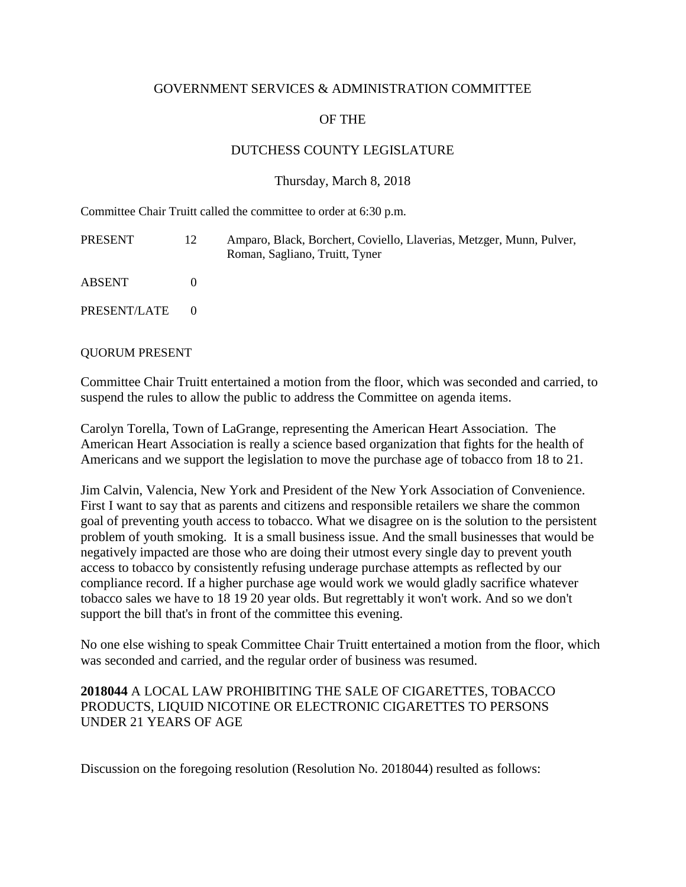GOVERNMENT SERVICES & ADMINISTRATION COMMITTEE

OF THE

DUTCHESS COUNTY LEGISLATURE

Thursday, March 8, 2018

Committee Chair Truitt called the committee to order at 6:30 p.m.

| | | |
|---|---|---|
| PRESENT | 12 | Amparo, Black, Borchert, Coviello, Llaverias, Metzger, Munn, Pulver, Roman, Sagliano, Truitt, Tyner |
| ABSENT | 0 | |
| PRESENT/LATE | 0 | |

QUORUM PRESENT

Committee Chair Truitt entertained a motion from the floor, which was seconded and carried, to suspend the rules to allow the public to address the Committee on agenda items.

Carolyn Torella, Town of LaGrange, representing the American Heart Association. The American Heart Association is really a science based organization that fights for the health of Americans and we support the legislation to move the purchase age of tobacco from 18 to 21.

Jim Calvin, Valencia, New York and President of the New York Association of Convenience. First I want to say that as parents and citizens and responsible retailers we share the common goal of preventing youth access to tobacco. What we disagree on is the solution to the persistent problem of youth smoking. It is a small business issue. And the small businesses that would be negatively impacted are those who are doing their utmost every single day to prevent youth access to tobacco by consistently refusing underage purchase attempts as reflected by our compliance record. If a higher purchase age would work we would gladly sacrifice whatever tobacco sales we have to 18 19 20 year olds. But regrettably it won't work. And so we don't support the bill that's in front of the committee this evening.

No one else wishing to speak Committee Chair Truitt entertained a motion from the floor, which was seconded and carried, and the regular order of business was resumed.

**2018044** A LOCAL LAW PROHIBITING THE SALE OF CIGARETTES, TOBACCO PRODUCTS, LIQUID NICOTINE OR ELECTRONIC CIGARETTES TO PERSONS UNDER 21 YEARS OF AGE

Discussion on the foregoing resolution (Resolution No. 2018044) resulted as follows: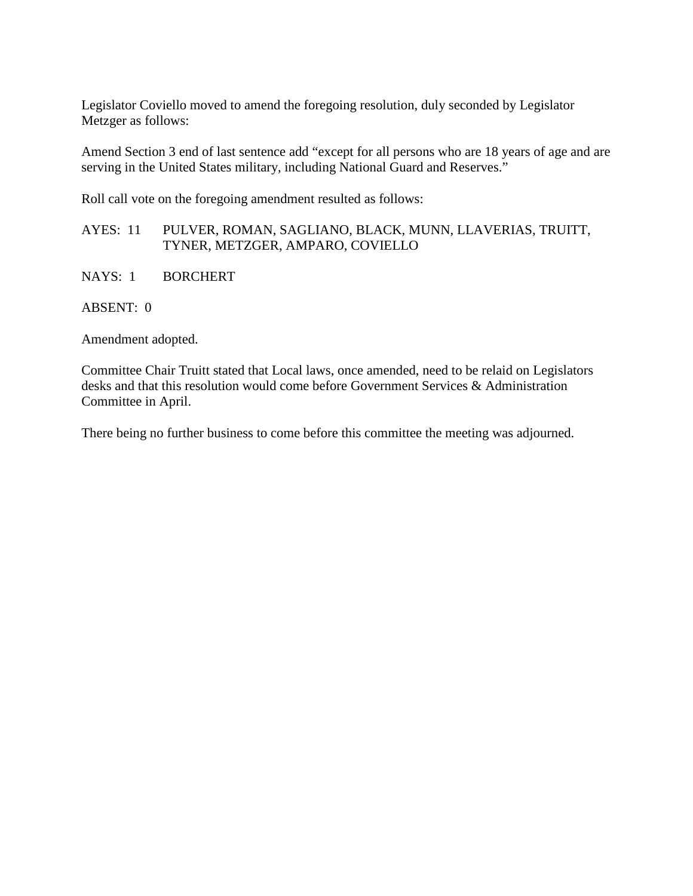Legislator Coviello moved to amend the foregoing resolution, duly seconded by Legislator Metzger as follows:

Amend Section 3 end of last sentence add "except for all persons who are 18 years of age and are serving in the United States military, including National Guard and Reserves."

Roll call vote on the foregoing amendment resulted as follows:

AYES: 11 PULVER, ROMAN, SAGLIANO, BLACK, MUNN, LLAVERIAS, TRUITT, TYNER, METZGER, AMPARO, COVIELLO

NAYS: 1 BORCHERT

ABSENT: 0

Amendment adopted.

Committee Chair Truitt stated that Local laws, once amended, need to be relaid on Legislators desks and that this resolution would come before Government Services & Administration Committee in April.

There being no further business to come before this committee the meeting was adjourned.